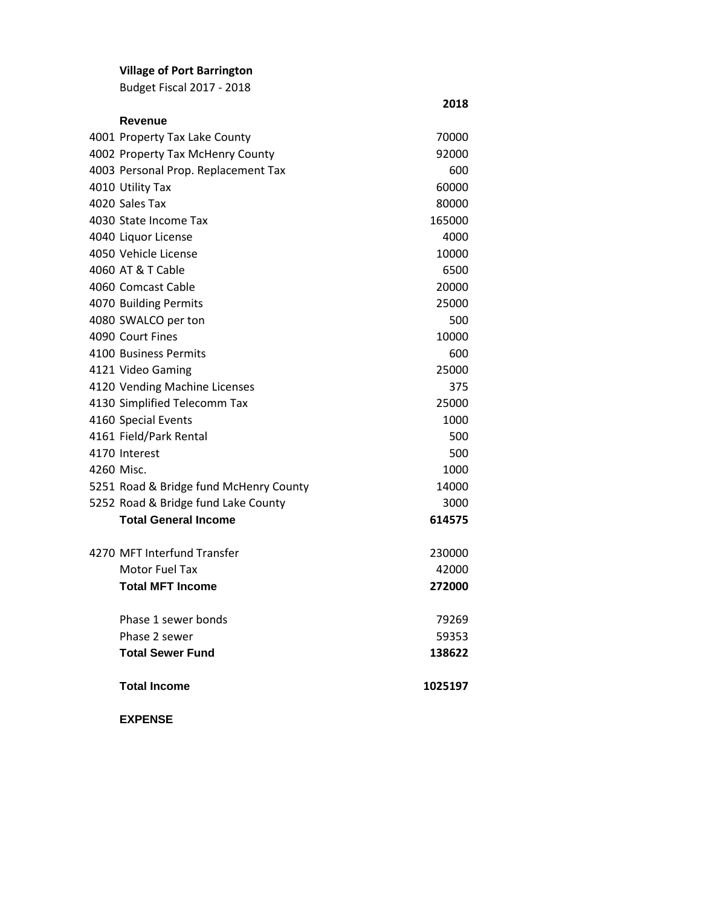**Village of Port Barrington**

Budget Fiscal 2017 - 2018

| | | 2018 |
|---|---|---|
| | **Revenue** | |
| 4001 | Property Tax Lake County | 70000 |
| 4002 | Property Tax McHenry County | 92000 |
| 4003 | Personal Prop. Replacement Tax | 600 |
| 4010 | Utility Tax | 60000 |
| 4020 | Sales Tax | 80000 |
| 4030 | State Income Tax | 165000 |
| 4040 | Liquor License | 4000 |
| 4050 | Vehicle License | 10000 |
| 4060 | AT & T Cable | 6500 |
| 4060 | Comcast Cable | 20000 |
| 4070 | Building Permits | 25000 |
| 4080 | SWALCO per ton | 500 |
| 4090 | Court Fines | 10000 |
| 4100 | Business Permits | 600 |
| 4121 | Video Gaming | 25000 |
| 4120 | Vending Machine Licenses | 375 |
| 4130 | Simplified Telecomm Tax | 25000 |
| 4160 | Special Events | 1000 |
| 4161 | Field/Park Rental | 500 |
| 4170 | Interest | 500 |
| 4260 | Misc. | 1000 |
| 5251 | Road & Bridge fund McHenry County | 14000 |
| 5252 | Road & Bridge fund Lake County | 3000 |
| | **Total General Income** | **614575** |
| | | |
| 4270 | MFT Interfund Transfer | 230000 |
| | Motor Fuel Tax | 42000 |
| | **Total MFT Income** | **272000** |
| | | |
| | Phase 1 sewer bonds | 79269 |
| | Phase 2 sewer | 59353 |
| | **Total Sewer Fund** | **138622** |
| | | |
| | **Total Income** | **1025197** |

**EXPENSE**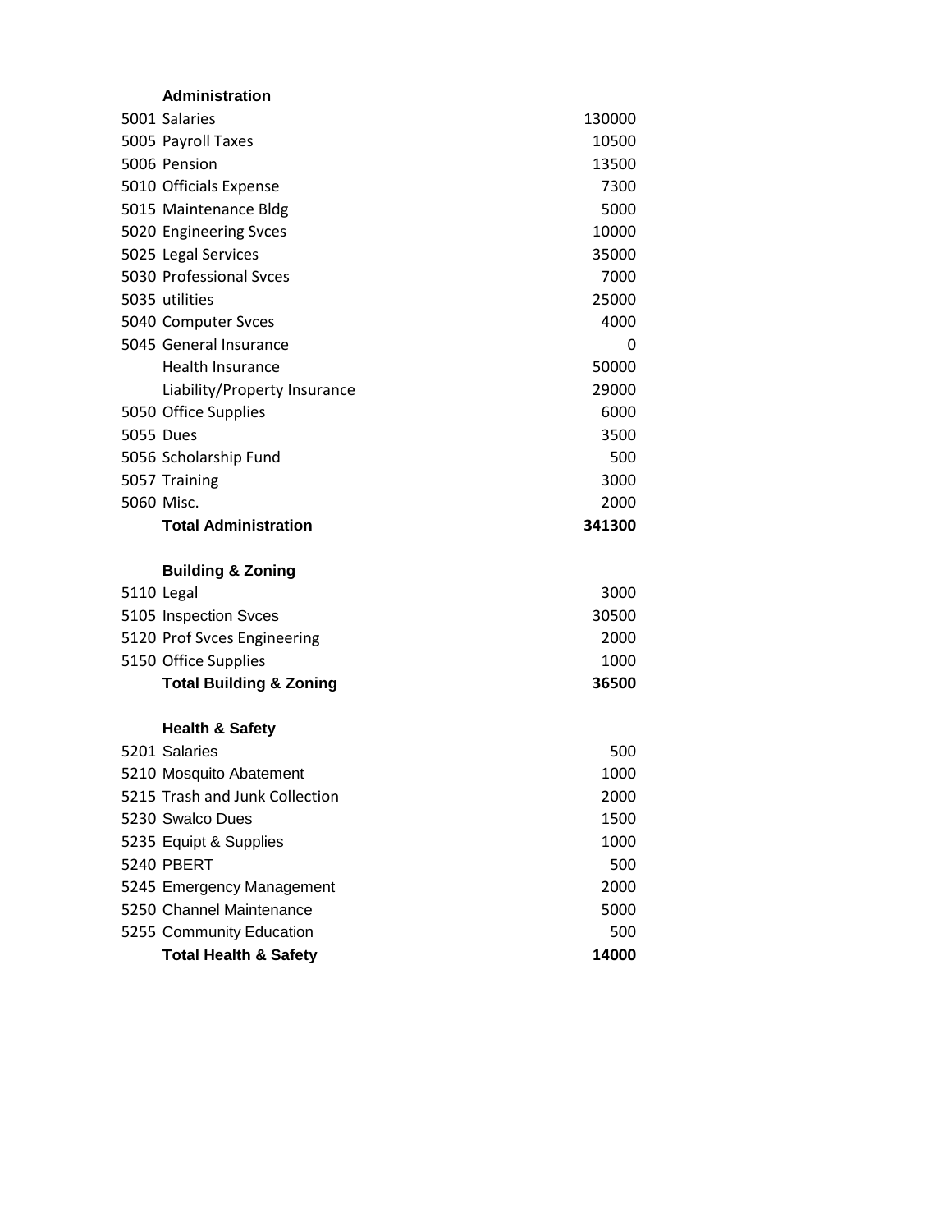| | Administration | |
|---|---|---|
| 5001 | Salaries | 130000 |
| 5005 | Payroll Taxes | 10500 |
| 5006 | Pension | 13500 |
| 5010 | Officials Expense | 7300 |
| 5015 | Maintenance Bldg | 5000 |
| 5020 | Engineering Svces | 10000 |
| 5025 | Legal Services | 35000 |
| 5030 | Professional Svces | 7000 |
| 5035 | utilities | 25000 |
| 5040 | Computer Svces | 4000 |
| 5045 | General Insurance | 0 |
| | Health Insurance | 50000 |
| | Liability/Property Insurance | 29000 |
| 5050 | Office Supplies | 6000 |
| 5055 | Dues | 3500 |
| 5056 | Scholarship Fund | 500 |
| 5057 | Training | 3000 |
| 5060 | Misc. | 2000 |
| | **Total Administration** | **341300** |

| | Building & Zoning | |
|---|---|---|
| 5110 | Legal | 3000 |
| 5105 | Inspection Svces | 30500 |
| 5120 | Prof Svces Engineering | 2000 |
| 5150 | Office Supplies | 1000 |
| | **Total Building & Zoning** | **36500** |

| | Health & Safety | |
|---|---|---|
| 5201 | Salaries | 500 |
| 5210 | Mosquito Abatement | 1000 |
| 5215 | Trash and Junk Collection | 2000 |
| 5230 | Swalco Dues | 1500 |
| 5235 | Equipt & Supplies | 1000 |
| 5240 | PBERT | 500 |
| 5245 | Emergency Management | 2000 |
| 5250 | Channel Maintenance | 5000 |
| 5255 | Community Education | 500 |
| | **Total Health & Safety** | **14000** |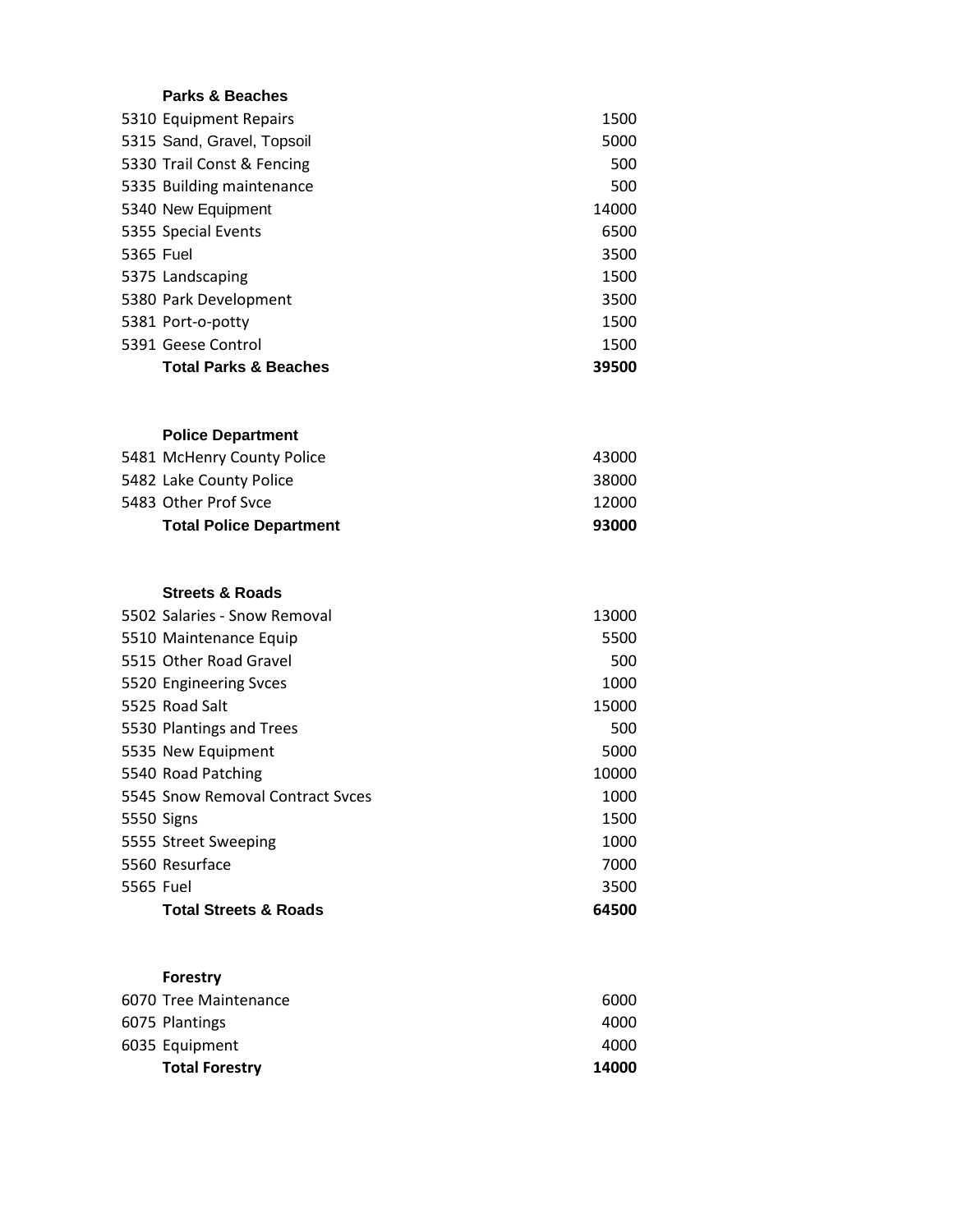### Parks & Beaches

| | | |
|---|---|---|
| 5310 | Equipment Repairs | 1500 |
| 5315 | Sand, Gravel, Topsoil | 5000 |
| 5330 | Trail Const & Fencing | 500 |
| 5335 | Building maintenance | 500 |
| 5340 | New Equipment | 14000 |
| 5355 | Special Events | 6500 |
| 5365 | Fuel | 3500 |
| 5375 | Landscaping | 1500 |
| 5380 | Park Development | 3500 |
| 5381 | Port-o-potty | 1500 |
| 5391 | Geese Control | 1500 |
| | **Total Parks & Beaches** | **39500** |

### Police Department

| | | |
|---|---|---|
| 5481 | McHenry County Police | 43000 |
| 5482 | Lake County Police | 38000 |
| 5483 | Other Prof Svce | 12000 |
| | **Total Police Department** | **93000** |

### Streets & Roads

| | | |
|---|---|---|
| 5502 | Salaries - Snow Removal | 13000 |
| 5510 | Maintenance Equip | 5500 |
| 5515 | Other Road Gravel | 500 |
| 5520 | Engineering Svces | 1000 |
| 5525 | Road Salt | 15000 |
| 5530 | Plantings and Trees | 500 |
| 5535 | New Equipment | 5000 |
| 5540 | Road Patching | 10000 |
| 5545 | Snow Removal Contract Svces | 1000 |
| 5550 | Signs | 1500 |
| 5555 | Street Sweeping | 1000 |
| 5560 | Resurface | 7000 |
| 5565 | Fuel | 3500 |
| | **Total Streets & Roads** | **64500** |

### Forestry

| | | |
|---|---|---|
| 6070 | Tree Maintenance | 6000 |
| 6075 | Plantings | 4000 |
| 6035 | Equipment | 4000 |
| | **Total Forestry** | **14000** |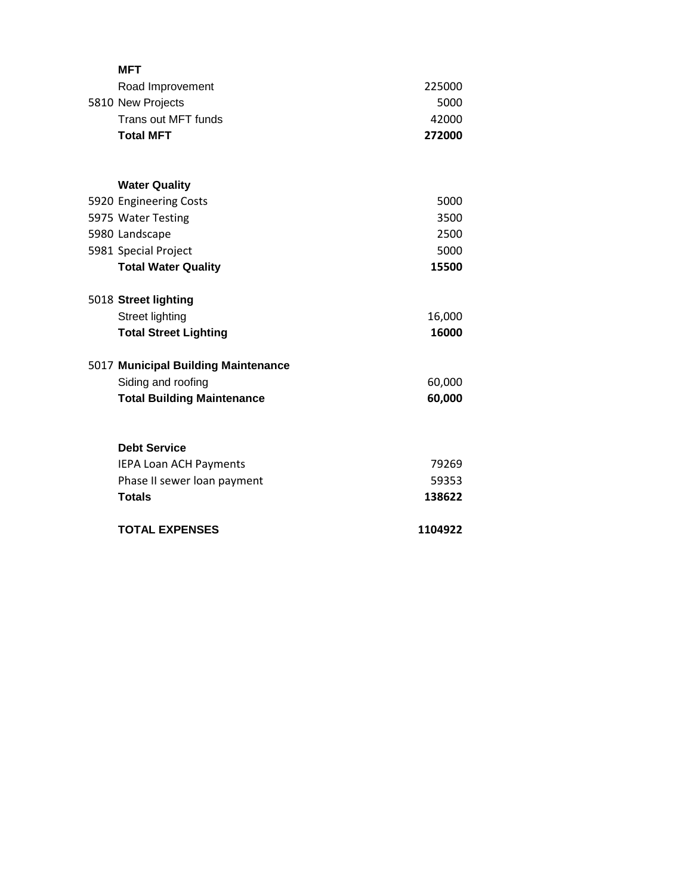| | | |
|---|---|---|
| | **MFT** | |
| | Road Improvement | 225000 |
| 5810 | New Projects | 5000 |
| | Trans out MFT funds | 42000 |
| | **Total MFT** | **272000** |
| | | |
| | **Water Quality** | |
| 5920 | Engineering Costs | 5000 |
| 5975 | Water Testing | 3500 |
| 5980 | Landscape | 2500 |
| 5981 | Special Project | 5000 |
| | **Total Water Quality** | **15500** |
| | | |
| 5018 | **Street lighting** | |
| | Street lighting | 16,000 |
| | **Total Street Lighting** | **16000** |
| | | |
| 5017 | **Municipal Building Maintenance** | |
| | Siding and roofing | 60,000 |
| | **Total Building Maintenance** | **60,000** |
| | | |
| | **Debt Service** | |
| | IEPA Loan ACH Payments | 79269 |
| | Phase II sewer loan payment | 59353 |
| | **Totals** | **138622** |
| | | |
| | **TOTAL EXPENSES** | **1104922** |